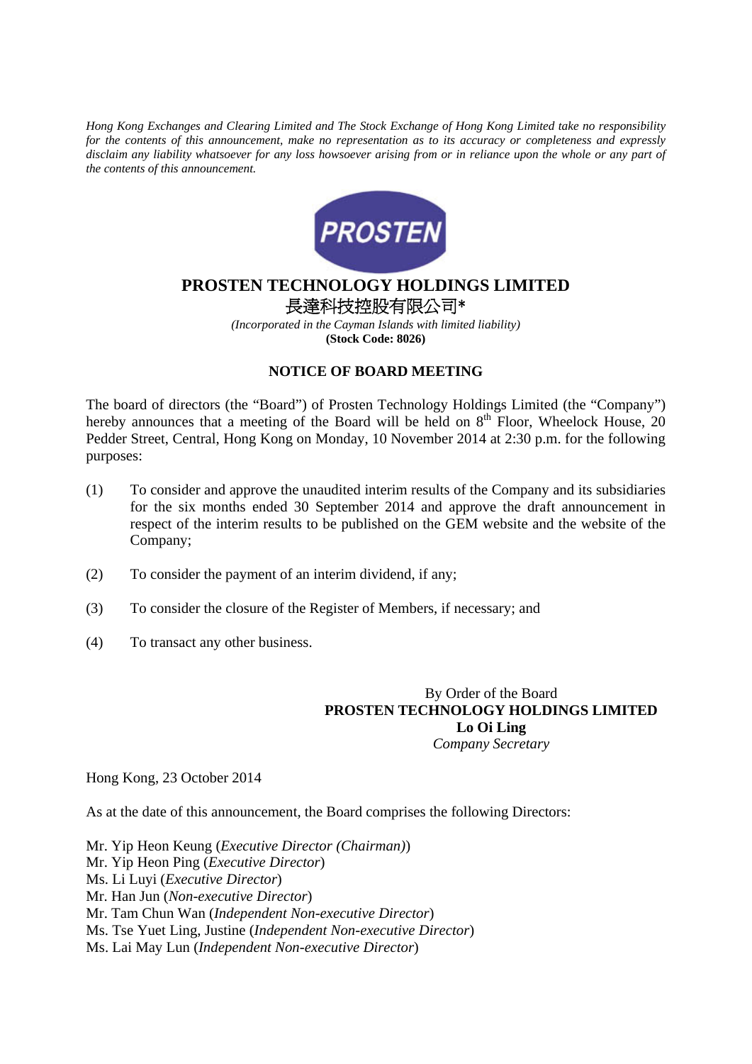*Hong Kong Exchanges and Clearing Limited and The Stock Exchange of Hong Kong Limited take no responsibility for the contents of this announcement, make no representation as to its accuracy or completeness and expressly disclaim any liability whatsoever for any loss howsoever arising from or in reliance upon the whole or any part of the contents of this announcement.*

PROSTEN

# PROSTEN TECHNOLOGY HOLDINGS LIMITED

## 長達科技控股有限公司*

*(Incorporated in the Cayman Islands with limited liability)*

**(Stock Code: 8026)**

## NOTICE OF BOARD MEETING

The board of directors (the "Board") of Prosten Technology Holdings Limited (the "Company") hereby announces that a meeting of the Board will be held on 8th Floor, Wheelock House, 20 Pedder Street, Central, Hong Kong on Monday, 10 November 2014 at 2:30 p.m. for the following purposes:

(1) To consider and approve the unaudited interim results of the Company and its subsidiaries for the six months ended 30 September 2014 and approve the draft announcement in respect of the interim results to be published on the GEM website and the website of the Company;

(2) To consider the payment of an interim dividend, if any;

(3) To consider the closure of the Register of Members, if necessary; and

(4) To transact any other business.

By Order of the Board
**PROSTEN TECHNOLOGY HOLDINGS LIMITED**
**Lo Oi Ling**
*Company Secretary*

Hong Kong, 23 October 2014

As at the date of this announcement, the Board comprises the following Directors:

Mr. Yip Heon Keung (*Executive Director (Chairman)*)
Mr. Yip Heon Ping (*Executive Director*)
Ms. Li Luyi (*Executive Director*)
Mr. Han Jun (*Non-executive Director*)
Mr. Tam Chun Wan (*Independent Non-executive Director*)
Ms. Tse Yuet Ling, Justine (*Independent Non-executive Director*)
Ms. Lai May Lun (*Independent Non-executive Director*)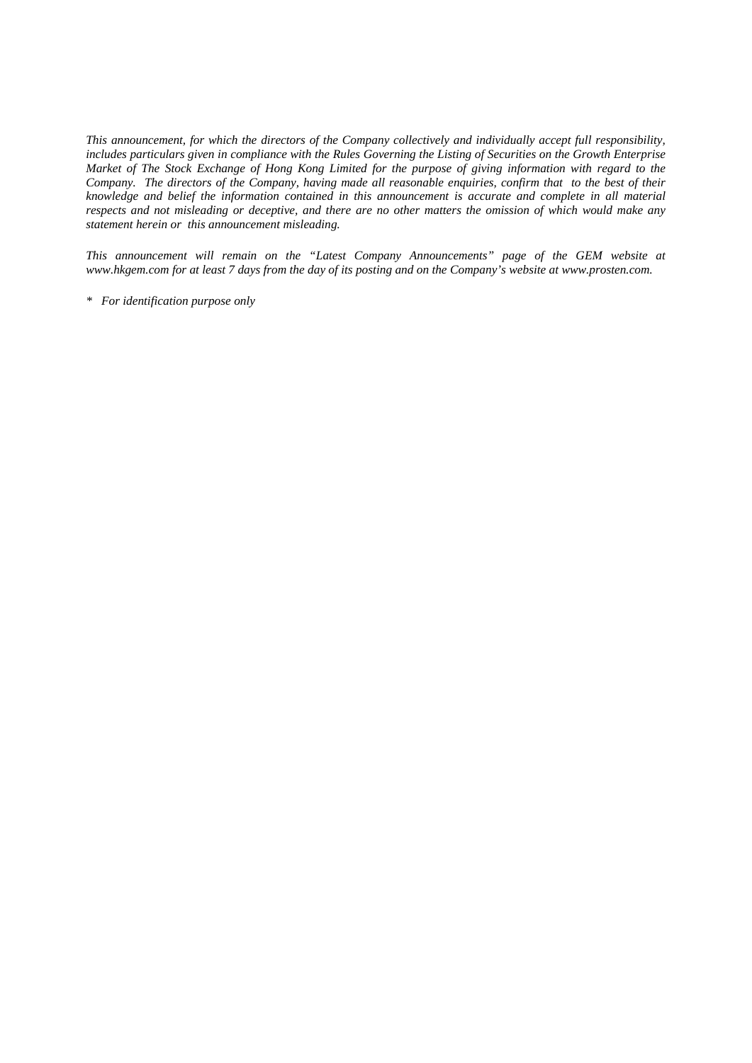*This announcement, for which the directors of the Company collectively and individually accept full responsibility, includes particulars given in compliance with the Rules Governing the Listing of Securities on the Growth Enterprise Market of The Stock Exchange of Hong Kong Limited for the purpose of giving information with regard to the Company. The directors of the Company, having made all reasonable enquiries, confirm that to the best of their knowledge and belief the information contained in this announcement is accurate and complete in all material respects and not misleading or deceptive, and there are no other matters the omission of which would make any statement herein or this announcement misleading.*

*This announcement will remain on the "Latest Company Announcements" page of the GEM website at www.hkgem.com for at least 7 days from the day of its posting and on the Company's website at www.prosten.com.*

*\* For identification purpose only*